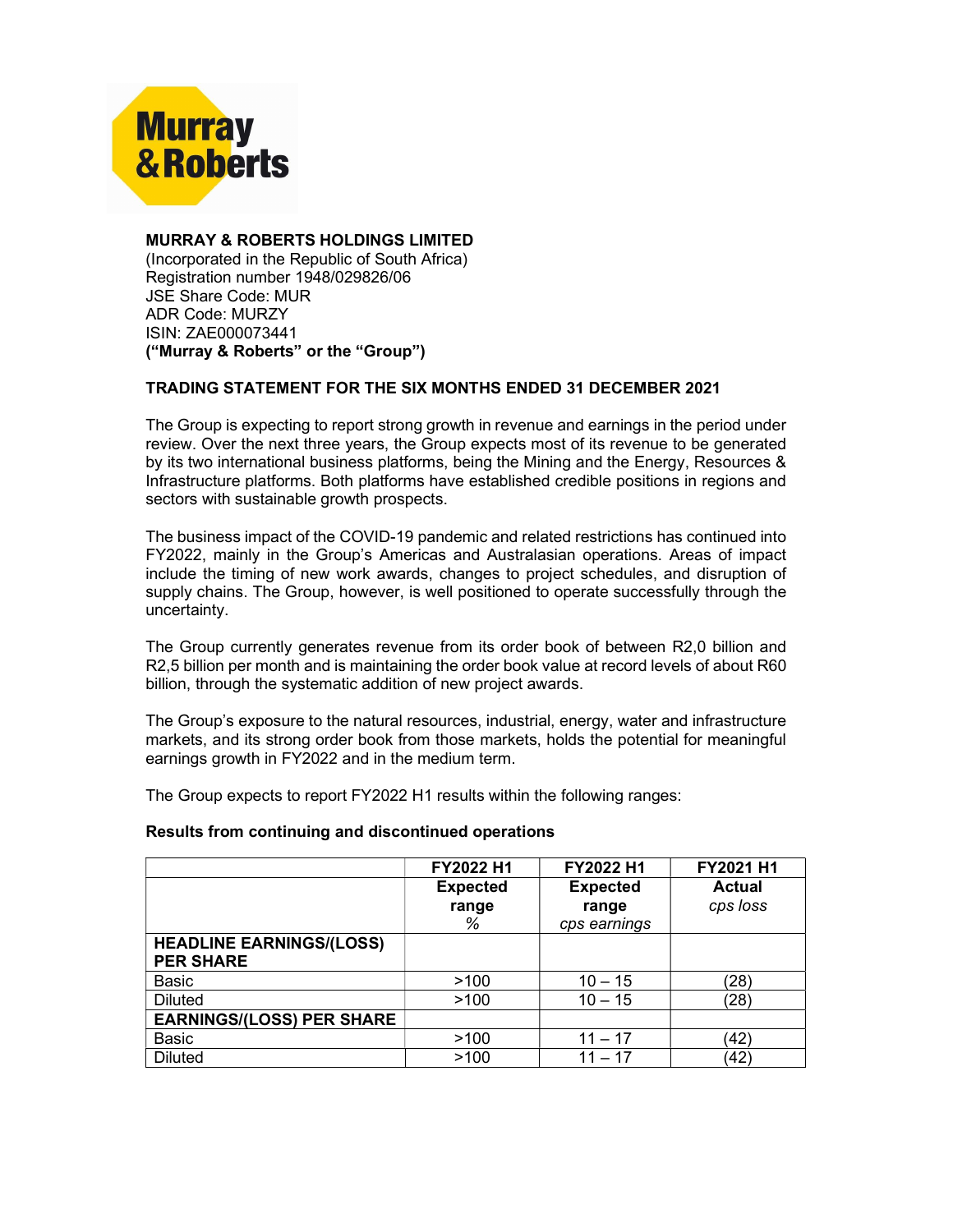**MURRAY & ROBERTS HOLDINGS LIMITED**
(Incorporated in the Republic of South Africa)
Registration number 1948/029826/06
JSE Share Code: MUR
ADR Code: MURZY
ISIN: ZAE000073441
**("Murray & Roberts" or the "Group")**

**TRADING STATEMENT FOR THE SIX MONTHS ENDED 31 DECEMBER 2021**

The Group is expecting to report strong growth in revenue and earnings in the period under review. Over the next three years, the Group expects most of its revenue to be generated by its two international business platforms, being the Mining and the Energy, Resources & Infrastructure platforms. Both platforms have established credible positions in regions and sectors with sustainable growth prospects.

The business impact of the COVID-19 pandemic and related restrictions has continued into FY2022, mainly in the Group's Americas and Australasian operations. Areas of impact include the timing of new work awards, changes to project schedules, and disruption of supply chains. The Group, however, is well positioned to operate successfully through the uncertainty.

The Group currently generates revenue from its order book of between R2,0 billion and R2,5 billion per month and is maintaining the order book value at record levels of about R60 billion, through the systematic addition of new project awards.

The Group's exposure to the natural resources, industrial, energy, water and infrastructure markets, and its strong order book from those markets, holds the potential for meaningful earnings growth in FY2022 and in the medium term.

The Group expects to report FY2022 H1 results within the following ranges:

**Results from continuing and discontinued operations**

| | FY2022 H1 | FY2022 H1 | FY2021 H1 |
|---|---|---|---|
| | **Expected range** *%* | **Expected range** *cps earnings* | **Actual** *cps loss* |
| **HEADLINE EARNINGS/(LOSS) PER SHARE** | | | |
| Basic | >100 | 10 – 15 | (28) |
| Diluted | >100 | 10 – 15 | (28) |
| **EARNINGS/(LOSS) PER SHARE** | | | |
| Basic | >100 | 11 – 17 | (42) |
| Diluted | >100 | 11 – 17 | (42) |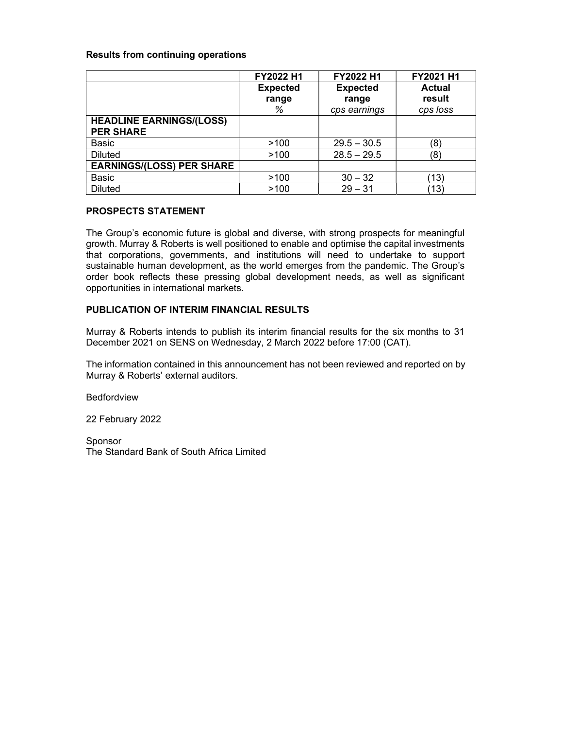**Results from continuing operations**

| | FY2022 H1 | FY2022 H1 | FY2021 H1 |
|---|---|---|---|
| | **Expected range** *%* | **Expected range** *cps earnings* | **Actual result** *cps loss* |
| **HEADLINE EARNINGS/(LOSS) PER SHARE** | | | |
| Basic | >100 | 29.5 – 30.5 | (8) |
| Diluted | >100 | 28.5 – 29.5 | (8) |
| **EARNINGS/(LOSS) PER SHARE** | | | |
| Basic | >100 | 30 – 32 | (13) |
| Diluted | >100 | 29 – 31 | (13) |

**PROSPECTS STATEMENT**

The Group's economic future is global and diverse, with strong prospects for meaningful growth. Murray & Roberts is well positioned to enable and optimise the capital investments that corporations, governments, and institutions will need to undertake to support sustainable human development, as the world emerges from the pandemic. The Group's order book reflects these pressing global development needs, as well as significant opportunities in international markets.

**PUBLICATION OF INTERIM FINANCIAL RESULTS**

Murray & Roberts intends to publish its interim financial results for the six months to 31 December 2021 on SENS on Wednesday, 2 March 2022 before 17:00 (CAT).

The information contained in this announcement has not been reviewed and reported on by Murray & Roberts' external auditors.

Bedfordview

22 February 2022

Sponsor
The Standard Bank of South Africa Limited